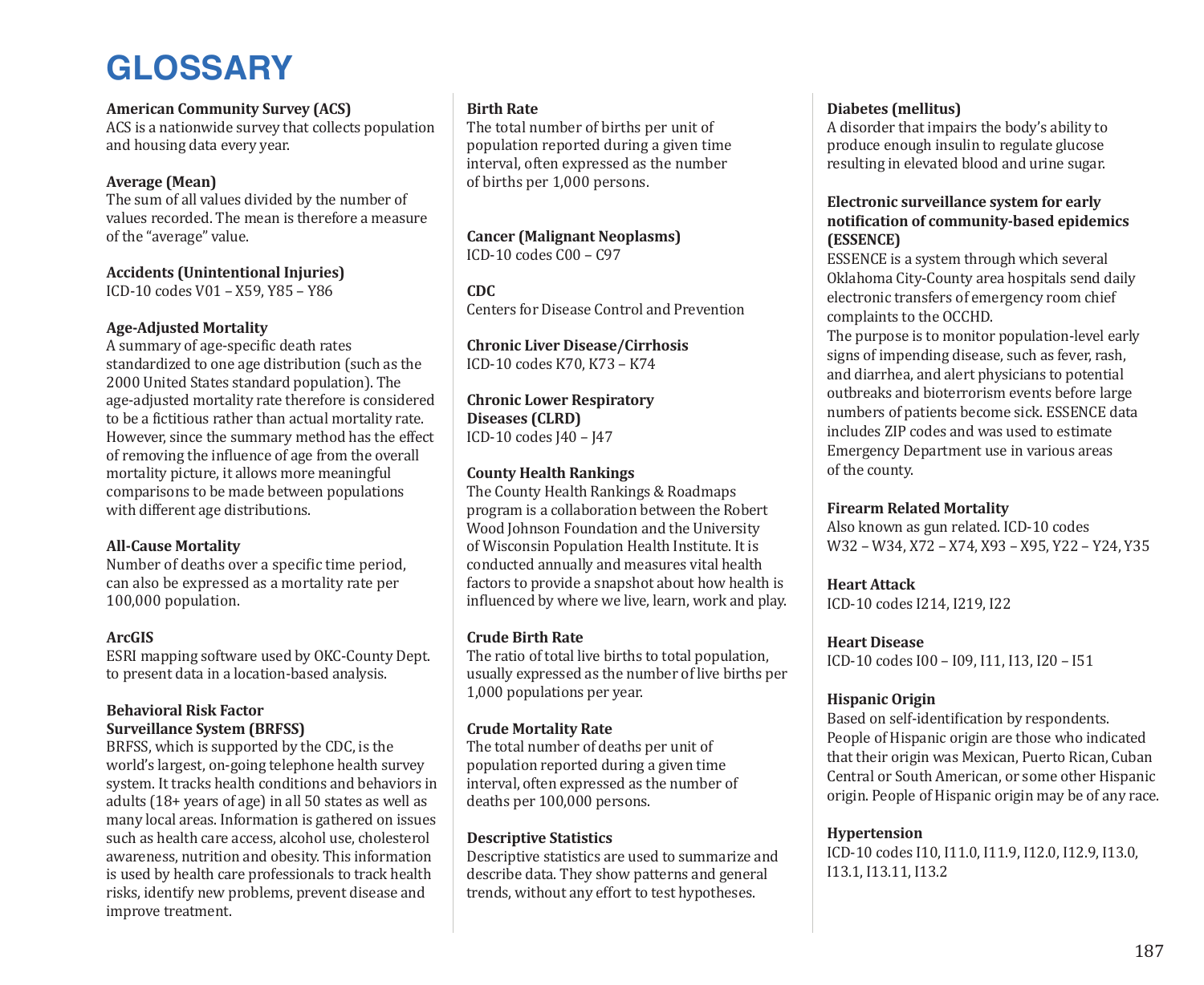# GLOSSARY

**American Community Survey (ACS)**
ACS is a nationwide survey that collects population and housing data every year.

**Average (Mean)**
The sum of all values divided by the number of values recorded. The mean is therefore a measure of the "average" value.

**Accidents (Unintentional Injuries)**
ICD-10 codes V01 – X59, Y85 – Y86

**Age-Adjusted Mortality**
A summary of age-specific death rates standardized to one age distribution (such as the 2000 United States standard population). The age-adjusted mortality rate therefore is considered to be a fictitious rather than actual mortality rate. However, since the summary method has the effect of removing the influence of age from the overall mortality picture, it allows more meaningful comparisons to be made between populations with different age distributions.

**All-Cause Mortality**
Number of deaths over a specific time period, can also be expressed as a mortality rate per 100,000 population.

**ArcGIS**
ESRI mapping software used by OKC-County Dept. to present data in a location-based analysis.

**Behavioral Risk Factor Surveillance System (BRFSS)**
BRFSS, which is supported by the CDC, is the world's largest, on-going telephone health survey system. It tracks health conditions and behaviors in adults (18+ years of age) in all 50 states as well as many local areas. Information is gathered on issues such as health care access, alcohol use, cholesterol awareness, nutrition and obesity. This information is used by health care professionals to track health risks, identify new problems, prevent disease and improve treatment.

**Birth Rate**
The total number of births per unit of population reported during a given time interval, often expressed as the number of births per 1,000 persons.

**Cancer (Malignant Neoplasms)**
ICD-10 codes C00 – C97

**CDC**
Centers for Disease Control and Prevention

**Chronic Liver Disease/Cirrhosis**
ICD-10 codes K70, K73 – K74

**Chronic Lower Respiratory Diseases (CLRD)**
ICD-10 codes J40 – J47

**County Health Rankings**
The County Health Rankings & Roadmaps program is a collaboration between the Robert Wood Johnson Foundation and the University of Wisconsin Population Health Institute. It is conducted annually and measures vital health factors to provide a snapshot about how health is influenced by where we live, learn, work and play.

**Crude Birth Rate**
The ratio of total live births to total population, usually expressed as the number of live births per 1,000 populations per year.

**Crude Mortality Rate**
The total number of deaths per unit of population reported during a given time interval, often expressed as the number of deaths per 100,000 persons.

**Descriptive Statistics**
Descriptive statistics are used to summarize and describe data. They show patterns and general trends, without any effort to test hypotheses.

**Diabetes (mellitus)**
A disorder that impairs the body's ability to produce enough insulin to regulate glucose resulting in elevated blood and urine sugar.

**Electronic surveillance system for early notification of community-based epidemics (ESSENCE)**
ESSENCE is a system through which several Oklahoma City-County area hospitals send daily electronic transfers of emergency room chief complaints to the OCCHD.
The purpose is to monitor population-level early signs of impending disease, such as fever, rash, and diarrhea, and alert physicians to potential outbreaks and bioterrorism events before large numbers of patients become sick. ESSENCE data includes ZIP codes and was used to estimate Emergency Department use in various areas of the county.

**Firearm Related Mortality**
Also known as gun related. ICD-10 codes W32 – W34, X72 – X74, X93 – X95, Y22 – Y24, Y35

**Heart Attack**
ICD-10 codes I214, I219, I22

**Heart Disease**
ICD-10 codes I00 – I09, I11, I13, I20 – I51

**Hispanic Origin**
Based on self-identification by respondents. People of Hispanic origin are those who indicated that their origin was Mexican, Puerto Rican, Cuban Central or South American, or some other Hispanic origin. People of Hispanic origin may be of any race.

**Hypertension**
ICD-10 codes I10, I11.0, I11.9, I12.0, I12.9, I13.0, I13.1, I13.11, I13.2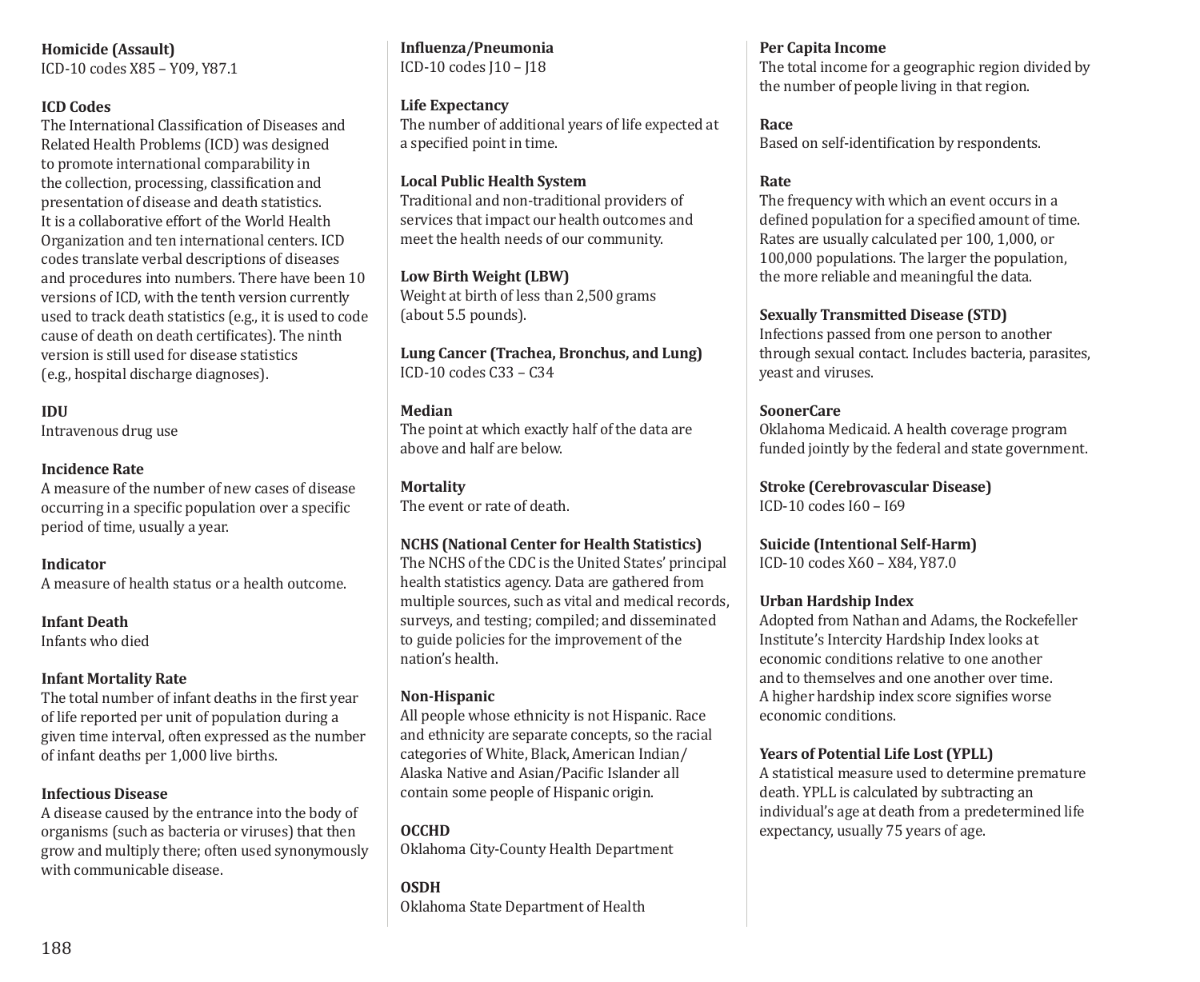**Homicide (Assault)**
ICD-10 codes X85 – Y09, Y87.1

**ICD Codes**
The International Classification of Diseases and Related Health Problems (ICD) was designed to promote international comparability in the collection, processing, classification and presentation of disease and death statistics. It is a collaborative effort of the World Health Organization and ten international centers. ICD codes translate verbal descriptions of diseases and procedures into numbers. There have been 10 versions of ICD, with the tenth version currently used to track death statistics (e.g., it is used to code cause of death on death certificates). The ninth version is still used for disease statistics (e.g., hospital discharge diagnoses).

**IDU**
Intravenous drug use

**Incidence Rate**
A measure of the number of new cases of disease occurring in a specific population over a specific period of time, usually a year.

**Indicator**
A measure of health status or a health outcome.

**Infant Death**
Infants who died

**Infant Mortality Rate**
The total number of infant deaths in the first year of life reported per unit of population during a given time interval, often expressed as the number of infant deaths per 1,000 live births.

**Infectious Disease**
A disease caused by the entrance into the body of organisms (such as bacteria or viruses) that then grow and multiply there; often used synonymously with communicable disease.

**Influenza/Pneumonia**
ICD-10 codes J10 – J18

**Life Expectancy**
The number of additional years of life expected at a specified point in time.

**Local Public Health System**
Traditional and non-traditional providers of services that impact our health outcomes and meet the health needs of our community.

**Low Birth Weight (LBW)**
Weight at birth of less than 2,500 grams (about 5.5 pounds).

**Lung Cancer (Trachea, Bronchus, and Lung)**
ICD-10 codes C33 – C34

**Median**
The point at which exactly half of the data are above and half are below.

**Mortality**
The event or rate of death.

**NCHS (National Center for Health Statistics)**
The NCHS of the CDC is the United States' principal health statistics agency. Data are gathered from multiple sources, such as vital and medical records, surveys, and testing; compiled; and disseminated to guide policies for the improvement of the nation's health.

**Non-Hispanic**
All people whose ethnicity is not Hispanic. Race and ethnicity are separate concepts, so the racial categories of White, Black, American Indian/ Alaska Native and Asian/Pacific Islander all contain some people of Hispanic origin.

**OCCHD**
Oklahoma City-County Health Department

**OSDH**
Oklahoma State Department of Health

**Per Capita Income**
The total income for a geographic region divided by the number of people living in that region.

**Race**
Based on self-identification by respondents.

**Rate**
The frequency with which an event occurs in a defined population for a specified amount of time. Rates are usually calculated per 100, 1,000, or 100,000 populations. The larger the population, the more reliable and meaningful the data.

**Sexually Transmitted Disease (STD)**
Infections passed from one person to another through sexual contact. Includes bacteria, parasites, yeast and viruses.

**SoonerCare**
Oklahoma Medicaid. A health coverage program funded jointly by the federal and state government.

**Stroke (Cerebrovascular Disease)**
ICD-10 codes I60 – I69

**Suicide (Intentional Self-Harm)**
ICD-10 codes X60 – X84, Y87.0

**Urban Hardship Index**
Adopted from Nathan and Adams, the Rockefeller Institute's Intercity Hardship Index looks at economic conditions relative to one another and to themselves and one another over time. A higher hardship index score signifies worse economic conditions.

**Years of Potential Life Lost (YPLL)**
A statistical measure used to determine premature death. YPLL is calculated by subtracting an individual's age at death from a predetermined life expectancy, usually 75 years of age.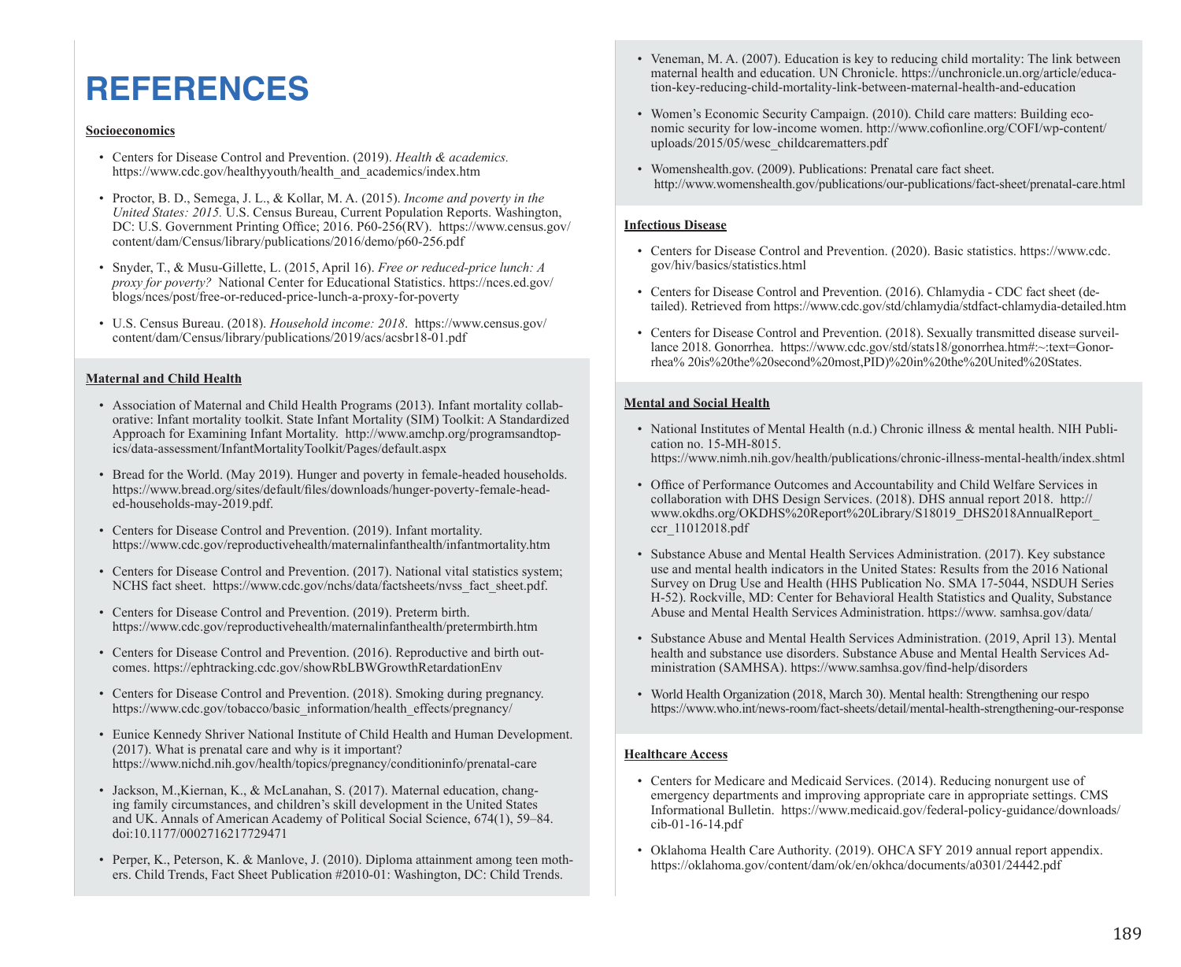# REFERENCES

**Socioeconomics**

- Centers for Disease Control and Prevention. (2019). *Health & academics.* https://www.cdc.gov/healthyyouth/health_and_academics/index.htm
- Proctor, B. D., Semega, J. L., & Kollar, M. A. (2015). *Income and poverty in the United States: 2015.* U.S. Census Bureau, Current Population Reports. Washington, DC: U.S. Government Printing Office; 2016. P60-256(RV). https://www.census.gov/content/dam/Census/library/publications/2016/demo/p60-256.pdf
- Snyder, T., & Musu-Gillette, L. (2015, April 16). *Free or reduced-price lunch: A proxy for poverty?* National Center for Educational Statistics. https://nces.ed.gov/blogs/nces/post/free-or-reduced-price-lunch-a-proxy-for-poverty
- U.S. Census Bureau. (2018). *Household income: 2018*. https://www.census.gov/content/dam/Census/library/publications/2019/acs/acsbr18-01.pdf

**Maternal and Child Health**

- Association of Maternal and Child Health Programs (2013). Infant mortality collaborative: Infant mortality toolkit. State Infant Mortality (SIM) Toolkit: A Standardized Approach for Examining Infant Mortality. http://www.amchp.org/programsandtopics/data-assessment/InfantMortalityToolkit/Pages/default.aspx
- Bread for the World. (May 2019). Hunger and poverty in female-headed households. https://www.bread.org/sites/default/files/downloads/hunger-poverty-female-headed-households-may-2019.pdf.
- Centers for Disease Control and Prevention. (2019). Infant mortality. https://www.cdc.gov/reproductivehealth/maternalinfanthealth/infantmortality.htm
- Centers for Disease Control and Prevention. (2017). National vital statistics system; NCHS fact sheet. https://www.cdc.gov/nchs/data/factsheets/nvss_fact_sheet.pdf.
- Centers for Disease Control and Prevention. (2019). Preterm birth. https://www.cdc.gov/reproductivehealth/maternalinfanthealth/pretermbirth.htm
- Centers for Disease Control and Prevention. (2016). Reproductive and birth outcomes. https://ephtracking.cdc.gov/showRbLBWGrowthRetardationEnv
- Centers for Disease Control and Prevention. (2018). Smoking during pregnancy. https://www.cdc.gov/tobacco/basic_information/health_effects/pregnancy/
- Eunice Kennedy Shriver National Institute of Child Health and Human Development. (2017). What is prenatal care and why is it important? https://www.nichd.nih.gov/health/topics/pregnancy/conditioninfo/prenatal-care
- Jackson, M.,Kiernan, K., & McLanahan, S. (2017). Maternal education, changing family circumstances, and children's skill development in the United States and UK. Annals of American Academy of Political Social Science, 674(1), 59–84. doi:10.1177/0002716217729471
- Perper, K., Peterson, K. & Manlove, J. (2010). Diploma attainment among teen mothers. Child Trends, Fact Sheet Publication #2010-01: Washington, DC: Child Trends.
- Veneman, M. A. (2007). Education is key to reducing child mortality: The link between maternal health and education. UN Chronicle. https://unchronicle.un.org/article/education-key-reducing-child-mortality-link-between-maternal-health-and-education
- Women's Economic Security Campaign. (2010). Child care matters: Building economic security for low-income women. http://www.cofionline.org/COFI/wp-content/uploads/2015/05/wesc_childcarematters.pdf
- Womenshealth.gov. (2009). Publications: Prenatal care fact sheet. http://www.womenshealth.gov/publications/our-publications/fact-sheet/prenatal-care.html

**Infectious Disease**

- Centers for Disease Control and Prevention. (2020). Basic statistics. https://www.cdc.gov/hiv/basics/statistics.html
- Centers for Disease Control and Prevention. (2016). Chlamydia - CDC fact sheet (detailed). Retrieved from https://www.cdc.gov/std/chlamydia/stdfact-chlamydia-detailed.htm
- Centers for Disease Control and Prevention. (2018). Sexually transmitted disease surveillance 2018. Gonorrhea. https://www.cdc.gov/std/stats18/gonorrhea.htm#:~:text=Gonorrhea% 20is%20the%20second%20most,PID)%20in%20the%20United%20States.

**Mental and Social Health**

- National Institutes of Mental Health (n.d.) Chronic illness & mental health. NIH Publication no. 15-MH-8015. https://www.nimh.nih.gov/health/publications/chronic-illness-mental-health/index.shtml
- Office of Performance Outcomes and Accountability and Child Welfare Services in collaboration with DHS Design Services. (2018). DHS annual report 2018. http://www.okdhs.org/OKDHS%20Report%20Library/S18019_DHS2018AnnualReport_ccr_11012018.pdf
- Substance Abuse and Mental Health Services Administration. (2017). Key substance use and mental health indicators in the United States: Results from the 2016 National Survey on Drug Use and Health (HHS Publication No. SMA 17-5044, NSDUH Series H-52). Rockville, MD: Center for Behavioral Health Statistics and Quality, Substance Abuse and Mental Health Services Administration. https://www. samhsa.gov/data/
- Substance Abuse and Mental Health Services Administration. (2019, April 13). Mental health and substance use disorders. Substance Abuse and Mental Health Services Administration (SAMHSA). https://www.samhsa.gov/find-help/disorders
- World Health Organization (2018, March 30). Mental health: Strengthening our respo https://www.who.int/news-room/fact-sheets/detail/mental-health-strengthening-our-response

**Healthcare Access**

- Centers for Medicare and Medicaid Services. (2014). Reducing nonurgent use of emergency departments and improving appropriate care in appropriate settings. CMS Informational Bulletin. https://www.medicaid.gov/federal-policy-guidance/downloads/cib-01-16-14.pdf
- Oklahoma Health Care Authority. (2019). OHCA SFY 2019 annual report appendix. https://oklahoma.gov/content/dam/ok/en/okhca/documents/a0301/24442.pdf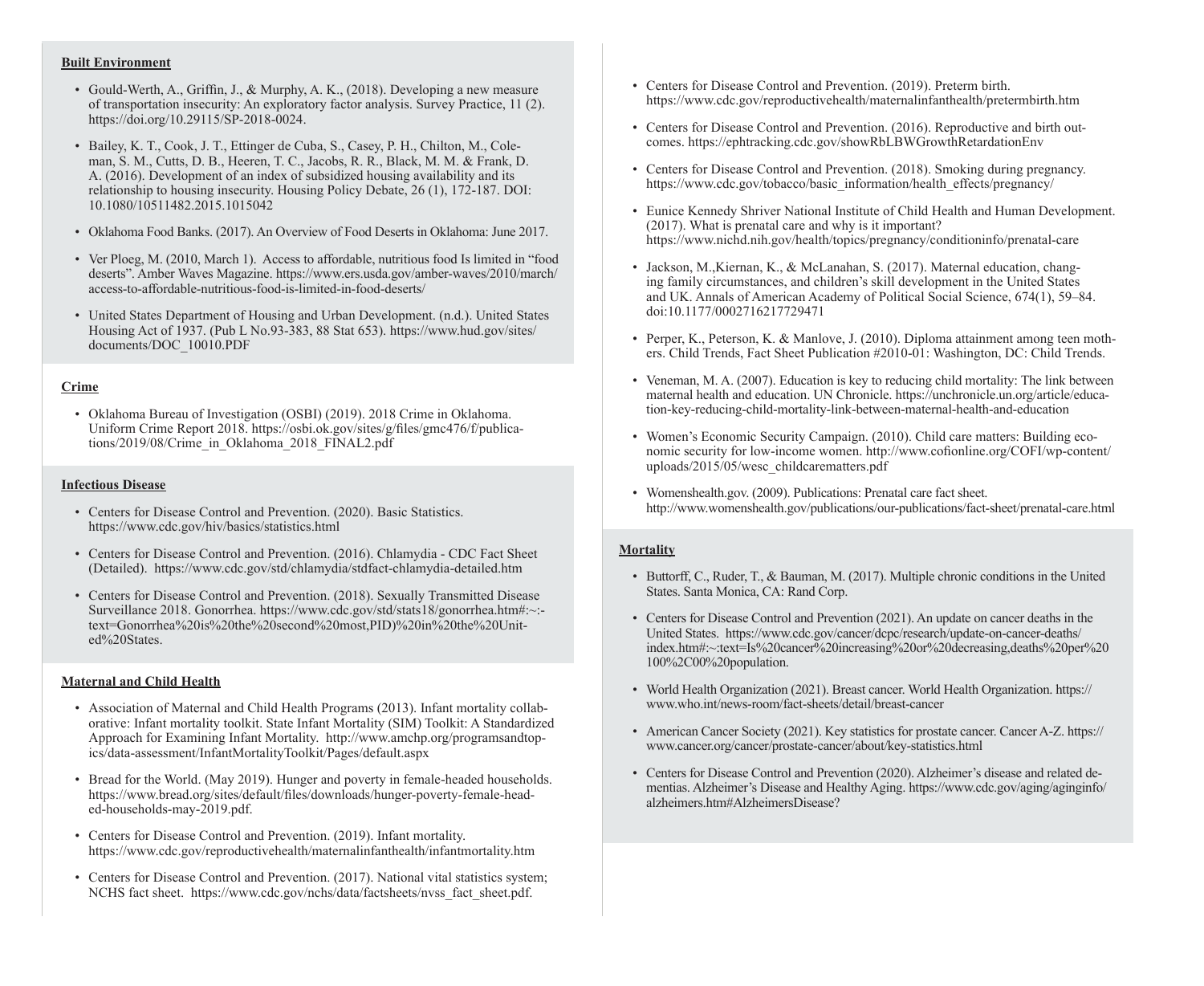**Built Environment**

- Gould-Werth, A., Griffin, J., & Murphy, A. K., (2018). Developing a new measure of transportation insecurity: An exploratory factor analysis. Survey Practice, 11 (2). https://doi.org/10.29115/SP-2018-0024.
- Bailey, K. T., Cook, J. T., Ettinger de Cuba, S., Casey, P. H., Chilton, M., Coleman, S. M., Cutts, D. B., Heeren, T. C., Jacobs, R. R., Black, M. M. & Frank, D. A. (2016). Development of an index of subsidized housing availability and its relationship to housing insecurity. Housing Policy Debate, 26 (1), 172-187. DOI: 10.1080/10511482.2015.1015042
- Oklahoma Food Banks. (2017). An Overview of Food Deserts in Oklahoma: June 2017.
- Ver Ploeg, M. (2010, March 1). Access to affordable, nutritious food Is limited in "food deserts". Amber Waves Magazine. https://www.ers.usda.gov/amber-waves/2010/march/access-to-affordable-nutritious-food-is-limited-in-food-deserts/
- United States Department of Housing and Urban Development. (n.d.). United States Housing Act of 1937. (Pub L No.93-383, 88 Stat 653). https://www.hud.gov/sites/documents/DOC_10010.PDF

**Crime**

- Oklahoma Bureau of Investigation (OSBI) (2019). 2018 Crime in Oklahoma. Uniform Crime Report 2018. https://osbi.ok.gov/sites/g/files/gmc476/f/publications/2019/08/Crime_in_Oklahoma_2018_FINAL2.pdf

**Infectious Disease**

- Centers for Disease Control and Prevention. (2020). Basic Statistics. https://www.cdc.gov/hiv/basics/statistics.html
- Centers for Disease Control and Prevention. (2016). Chlamydia - CDC Fact Sheet (Detailed). https://www.cdc.gov/std/chlamydia/stdfact-chlamydia-detailed.htm
- Centers for Disease Control and Prevention. (2018). Sexually Transmitted Disease Surveillance 2018. Gonorrhea. https://www.cdc.gov/std/stats18/gonorrhea.htm#:~:text=Gonorrhea%20is%20the%20second%20most,PID)%20in%20the%20United%20States.

**Maternal and Child Health**

- Association of Maternal and Child Health Programs (2013). Infant mortality collaborative: Infant mortality toolkit. State Infant Mortality (SIM) Toolkit: A Standardized Approach for Examining Infant Mortality. http://www.amchp.org/programsandtopics/data-assessment/InfantMortalityToolkit/Pages/default.aspx
- Bread for the World. (May 2019). Hunger and poverty in female-headed households. https://www.bread.org/sites/default/files/downloads/hunger-poverty-female-headed-households-may-2019.pdf.
- Centers for Disease Control and Prevention. (2019). Infant mortality. https://www.cdc.gov/reproductivehealth/maternalinfanthealth/infantmortality.htm
- Centers for Disease Control and Prevention. (2017). National vital statistics system; NCHS fact sheet. https://www.cdc.gov/nchs/data/factsheets/nvss_fact_sheet.pdf.
- Centers for Disease Control and Prevention. (2019). Preterm birth. https://www.cdc.gov/reproductivehealth/maternalinfanthealth/pretermbirth.htm
- Centers for Disease Control and Prevention. (2016). Reproductive and birth outcomes. https://ephtracking.cdc.gov/showRbLBWGrowthRetardationEnv
- Centers for Disease Control and Prevention. (2018). Smoking during pregnancy. https://www.cdc.gov/tobacco/basic_information/health_effects/pregnancy/
- Eunice Kennedy Shriver National Institute of Child Health and Human Development. (2017). What is prenatal care and why is it important? https://www.nichd.nih.gov/health/topics/pregnancy/conditioninfo/prenatal-care
- Jackson, M.,Kiernan, K., & McLanahan, S. (2017). Maternal education, changing family circumstances, and children's skill development in the United States and UK. Annals of American Academy of Political Social Science, 674(1), 59–84. doi:10.1177/0002716217729471
- Perper, K., Peterson, K. & Manlove, J. (2010). Diploma attainment among teen mothers. Child Trends, Fact Sheet Publication #2010-01: Washington, DC: Child Trends.
- Veneman, M. A. (2007). Education is key to reducing child mortality: The link between maternal health and education. UN Chronicle. https://unchronicle.un.org/article/education-key-reducing-child-mortality-link-between-maternal-health-and-education
- Women's Economic Security Campaign. (2010). Child care matters: Building economic security for low-income women. http://www.cofionline.org/COFI/wp-content/uploads/2015/05/wesc_childcarematters.pdf
- Womenshealth.gov. (2009). Publications: Prenatal care fact sheet. http://www.womenshealth.gov/publications/our-publications/fact-sheet/prenatal-care.html

**Mortality**

- Buttorff, C., Ruder, T., & Bauman, M. (2017). Multiple chronic conditions in the United States. Santa Monica, CA: Rand Corp.
- Centers for Disease Control and Prevention (2021). An update on cancer deaths in the United States. https://www.cdc.gov/cancer/dcpc/research/update-on-cancer-deaths/index.htm#:~:text=Is%20cancer%20increasing%20or%20decreasing,deaths%20per%20100%2C00%20population.
- World Health Organization (2021). Breast cancer. World Health Organization. https://www.who.int/news-room/fact-sheets/detail/breast-cancer
- American Cancer Society (2021). Key statistics for prostate cancer. Cancer A-Z. https://www.cancer.org/cancer/prostate-cancer/about/key-statistics.html
- Centers for Disease Control and Prevention (2020). Alzheimer's disease and related dementias. Alzheimer's Disease and Healthy Aging. https://www.cdc.gov/aging/aginginfo/alzheimers.htm#AlzheimersDisease?